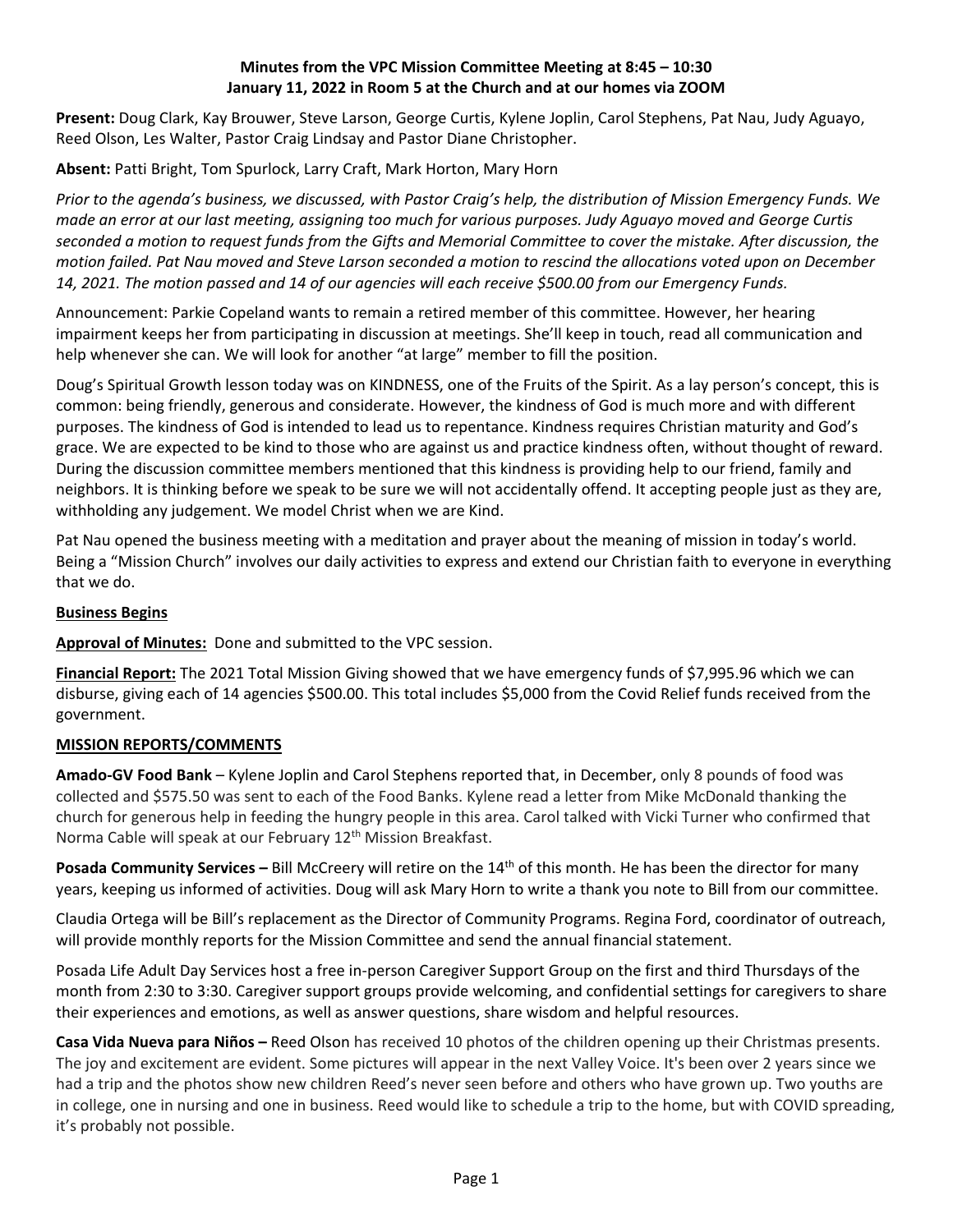**Minutes from the VPC Mission Committee Meeting at 8:45 – 10:30**
**January 11, 2022 in Room 5 at the Church and at our homes via ZOOM**

**Present:** Doug Clark, Kay Brouwer, Steve Larson, George Curtis, Kylene Joplin, Carol Stephens, Pat Nau, Judy Aguayo, Reed Olson, Les Walter, Pastor Craig Lindsay and Pastor Diane Christopher.

**Absent:** Patti Bright, Tom Spurlock, Larry Craft, Mark Horton, Mary Horn

*Prior to the agenda's business, we discussed, with Pastor Craig's help, the distribution of Mission Emergency Funds. We made an error at our last meeting, assigning too much for various purposes. Judy Aguayo moved and George Curtis seconded a motion to request funds from the Gifts and Memorial Committee to cover the mistake. After discussion, the motion failed. Pat Nau moved and Steve Larson seconded a motion to rescind the allocations voted upon on December 14, 2021. The motion passed and 14 of our agencies will each receive $500.00 from our Emergency Funds.*

Announcement: Parkie Copeland wants to remain a retired member of this committee. However, her hearing impairment keeps her from participating in discussion at meetings. She'll keep in touch, read all communication and help whenever she can. We will look for another "at large" member to fill the position.

Doug's Spiritual Growth lesson today was on KINDNESS, one of the Fruits of the Spirit. As a lay person's concept, this is common: being friendly, generous and considerate. However, the kindness of God is much more and with different purposes. The kindness of God is intended to lead us to repentance. Kindness requires Christian maturity and God's grace. We are expected to be kind to those who are against us and practice kindness often, without thought of reward. During the discussion committee members mentioned that this kindness is providing help to our friend, family and neighbors. It is thinking before we speak to be sure we will not accidentally offend. It accepting people just as they are, withholding any judgement. We model Christ when we are Kind.

Pat Nau opened the business meeting with a meditation and prayer about the meaning of mission in today's world. Being a "Mission Church" involves our daily activities to express and extend our Christian faith to everyone in everything that we do.

**Business Begins**

**Approval of Minutes:** Done and submitted to the VPC session.

**Financial Report:** The 2021 Total Mission Giving showed that we have emergency funds of $7,995.96 which we can disburse, giving each of 14 agencies $500.00. This total includes $5,000 from the Covid Relief funds received from the government.

**MISSION REPORTS/COMMENTS**

**Amado-GV Food Bank** – Kylene Joplin and Carol Stephens reported that, in December, only 8 pounds of food was collected and $575.50 was sent to each of the Food Banks. Kylene read a letter from Mike McDonald thanking the church for generous help in feeding the hungry people in this area. Carol talked with Vicki Turner who confirmed that Norma Cable will speak at our February 12th Mission Breakfast.

**Posada Community Services –** Bill McCreery will retire on the 14th of this month. He has been the director for many years, keeping us informed of activities. Doug will ask Mary Horn to write a thank you note to Bill from our committee.

Claudia Ortega will be Bill's replacement as the Director of Community Programs. Regina Ford, coordinator of outreach, will provide monthly reports for the Mission Committee and send the annual financial statement.

Posada Life Adult Day Services host a free in-person Caregiver Support Group on the first and third Thursdays of the month from 2:30 to 3:30. Caregiver support groups provide welcoming, and confidential settings for caregivers to share their experiences and emotions, as well as answer questions, share wisdom and helpful resources.

**Casa Vida Nueva para Niños –** Reed Olson has received 10 photos of the children opening up their Christmas presents. The joy and excitement are evident. Some pictures will appear in the next Valley Voice. It's been over 2 years since we had a trip and the photos show new children Reed's never seen before and others who have grown up. Two youths are in college, one in nursing and one in business. Reed would like to schedule a trip to the home, but with COVID spreading, it's probably not possible.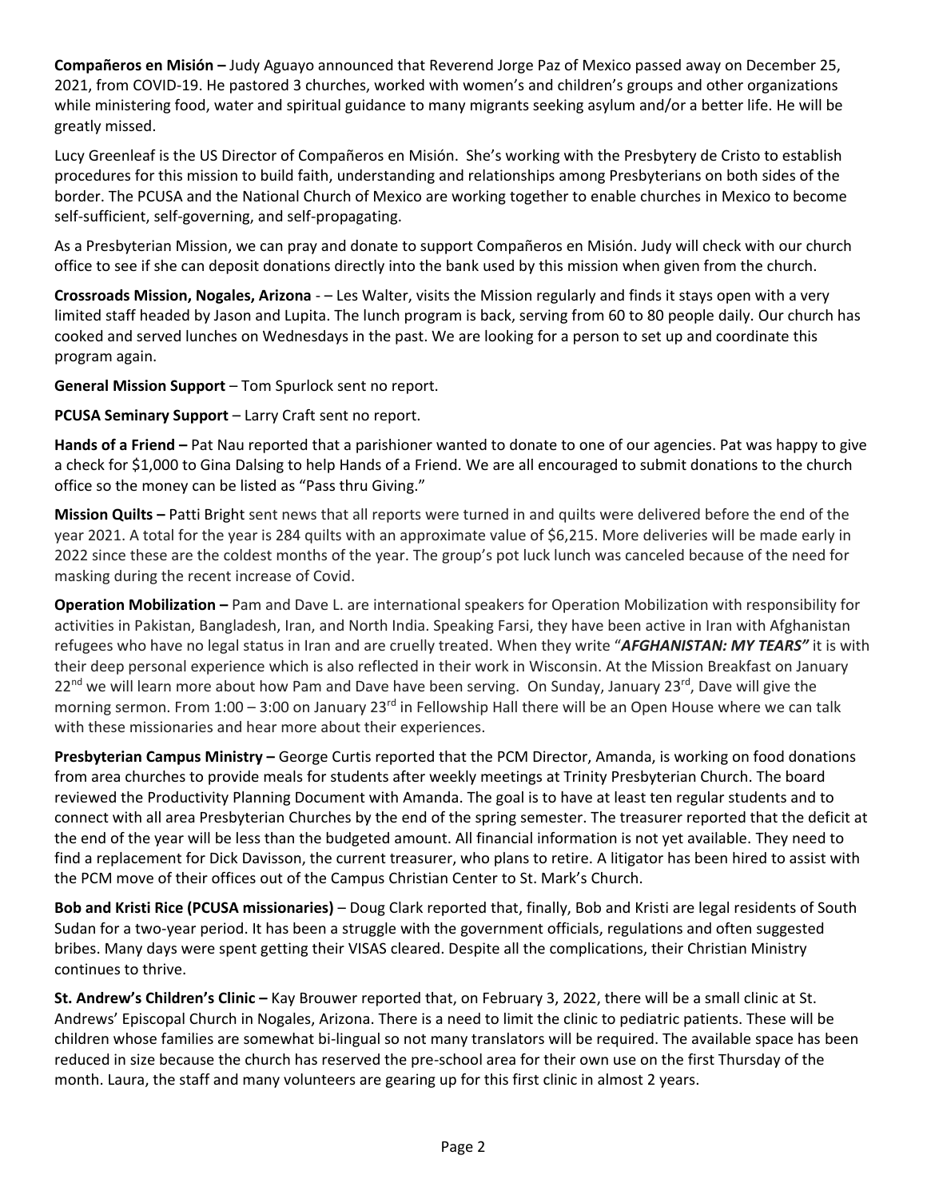**Compañeros en Misión –** Judy Aguayo announced that Reverend Jorge Paz of Mexico passed away on December 25, 2021, from COVID-19. He pastored 3 churches, worked with women's and children's groups and other organizations while ministering food, water and spiritual guidance to many migrants seeking asylum and/or a better life. He will be greatly missed.

Lucy Greenleaf is the US Director of Compañeros en Misión. She's working with the Presbytery de Cristo to establish procedures for this mission to build faith, understanding and relationships among Presbyterians on both sides of the border. The PCUSA and the National Church of Mexico are working together to enable churches in Mexico to become self-sufficient, self-governing, and self-propagating.

As a Presbyterian Mission, we can pray and donate to support Compañeros en Misión. Judy will check with our church office to see if she can deposit donations directly into the bank used by this mission when given from the church.

**Crossroads Mission, Nogales, Arizona** - – Les Walter, visits the Mission regularly and finds it stays open with a very limited staff headed by Jason and Lupita. The lunch program is back, serving from 60 to 80 people daily. Our church has cooked and served lunches on Wednesdays in the past. We are looking for a person to set up and coordinate this program again.

**General Mission Support** – Tom Spurlock sent no report.

**PCUSA Seminary Support** – Larry Craft sent no report.

**Hands of a Friend –** Pat Nau reported that a parishioner wanted to donate to one of our agencies. Pat was happy to give a check for $1,000 to Gina Dalsing to help Hands of a Friend. We are all encouraged to submit donations to the church office so the money can be listed as "Pass thru Giving."

**Mission Quilts –** Patti Bright sent news that all reports were turned in and quilts were delivered before the end of the year 2021. A total for the year is 284 quilts with an approximate value of $6,215. More deliveries will be made early in 2022 since these are the coldest months of the year. The group's pot luck lunch was canceled because of the need for masking during the recent increase of Covid.

**Operation Mobilization –** Pam and Dave L. are international speakers for Operation Mobilization with responsibility for activities in Pakistan, Bangladesh, Iran, and North India. Speaking Farsi, they have been active in Iran with Afghanistan refugees who have no legal status in Iran and are cruelly treated. When they write "***AFGHANISTAN: MY TEARS"*** it is with their deep personal experience which is also reflected in their work in Wisconsin. At the Mission Breakfast on January 22nd we will learn more about how Pam and Dave have been serving. On Sunday, January 23rd, Dave will give the morning sermon. From 1:00 – 3:00 on January 23rd in Fellowship Hall there will be an Open House where we can talk with these missionaries and hear more about their experiences.

**Presbyterian Campus Ministry –** George Curtis reported that the PCM Director, Amanda, is working on food donations from area churches to provide meals for students after weekly meetings at Trinity Presbyterian Church. The board reviewed the Productivity Planning Document with Amanda. The goal is to have at least ten regular students and to connect with all area Presbyterian Churches by the end of the spring semester. The treasurer reported that the deficit at the end of the year will be less than the budgeted amount. All financial information is not yet available. They need to find a replacement for Dick Davisson, the current treasurer, who plans to retire. A litigator has been hired to assist with the PCM move of their offices out of the Campus Christian Center to St. Mark's Church.

**Bob and Kristi Rice (PCUSA missionaries)** – Doug Clark reported that, finally, Bob and Kristi are legal residents of South Sudan for a two-year period. It has been a struggle with the government officials, regulations and often suggested bribes. Many days were spent getting their VISAS cleared. Despite all the complications, their Christian Ministry continues to thrive.

**St. Andrew's Children's Clinic –** Kay Brouwer reported that, on February 3, 2022, there will be a small clinic at St. Andrews' Episcopal Church in Nogales, Arizona. There is a need to limit the clinic to pediatric patients. These will be children whose families are somewhat bi-lingual so not many translators will be required. The available space has been reduced in size because the church has reserved the pre-school area for their own use on the first Thursday of the month. Laura, the staff and many volunteers are gearing up for this first clinic in almost 2 years.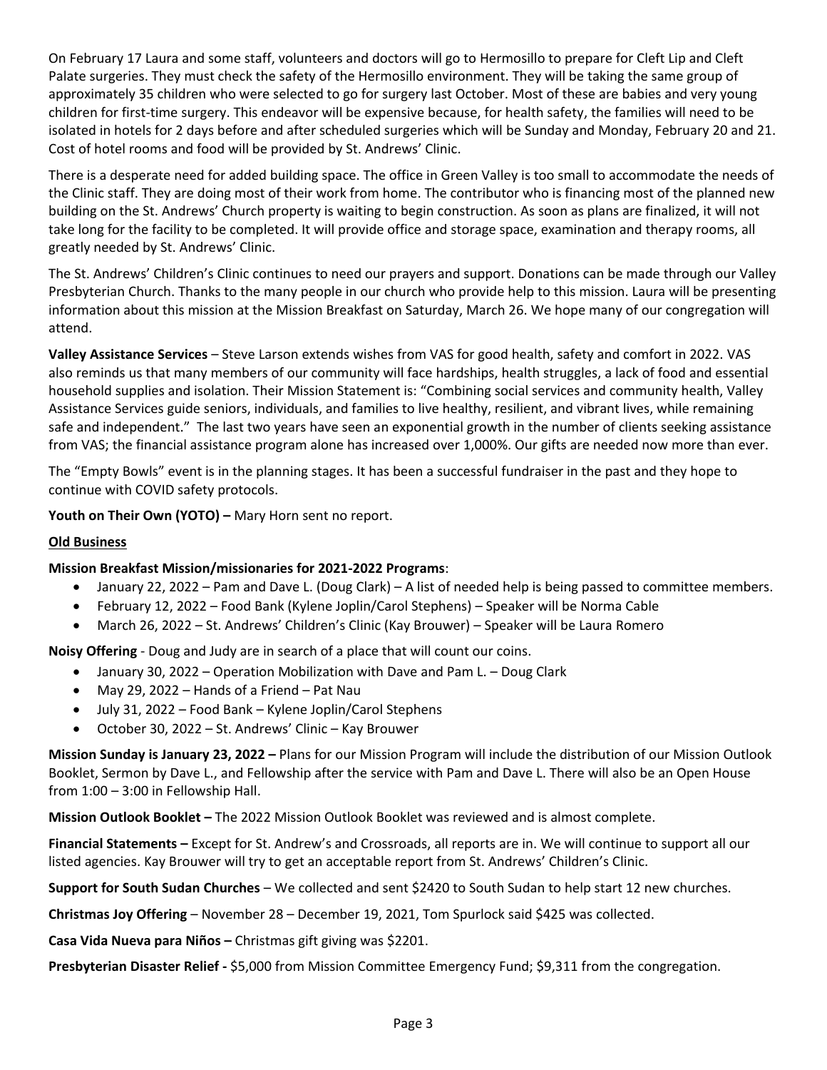On February 17 Laura and some staff, volunteers and doctors will go to Hermosillo to prepare for Cleft Lip and Cleft Palate surgeries. They must check the safety of the Hermosillo environment. They will be taking the same group of approximately 35 children who were selected to go for surgery last October. Most of these are babies and very young children for first-time surgery. This endeavor will be expensive because, for health safety, the families will need to be isolated in hotels for 2 days before and after scheduled surgeries which will be Sunday and Monday, February 20 and 21. Cost of hotel rooms and food will be provided by St. Andrews' Clinic.

There is a desperate need for added building space. The office in Green Valley is too small to accommodate the needs of the Clinic staff. They are doing most of their work from home. The contributor who is financing most of the planned new building on the St. Andrews' Church property is waiting to begin construction. As soon as plans are finalized, it will not take long for the facility to be completed. It will provide office and storage space, examination and therapy rooms, all greatly needed by St. Andrews' Clinic.

The St. Andrews' Children's Clinic continues to need our prayers and support. Donations can be made through our Valley Presbyterian Church. Thanks to the many people in our church who provide help to this mission. Laura will be presenting information about this mission at the Mission Breakfast on Saturday, March 26. We hope many of our congregation will attend.

**Valley Assistance Services** – Steve Larson extends wishes from VAS for good health, safety and comfort in 2022. VAS also reminds us that many members of our community will face hardships, health struggles, a lack of food and essential household supplies and isolation. Their Mission Statement is: "Combining social services and community health, Valley Assistance Services guide seniors, individuals, and families to live healthy, resilient, and vibrant lives, while remaining safe and independent." The last two years have seen an exponential growth in the number of clients seeking assistance from VAS; the financial assistance program alone has increased over 1,000%. Our gifts are needed now more than ever.

The "Empty Bowls" event is in the planning stages. It has been a successful fundraiser in the past and they hope to continue with COVID safety protocols.

**Youth on Their Own (YOTO) –** Mary Horn sent no report.

**Old Business**

**Mission Breakfast Mission/missionaries for 2021-2022 Programs**:

- January 22, 2022 – Pam and Dave L. (Doug Clark) – A list of needed help is being passed to committee members.
- February 12, 2022 – Food Bank (Kylene Joplin/Carol Stephens) – Speaker will be Norma Cable
- March 26, 2022 – St. Andrews' Children's Clinic (Kay Brouwer) – Speaker will be Laura Romero

**Noisy Offering** - Doug and Judy are in search of a place that will count our coins.

- January 30, 2022 – Operation Mobilization with Dave and Pam L. – Doug Clark
- May 29, 2022 – Hands of a Friend – Pat Nau
- July 31, 2022 – Food Bank – Kylene Joplin/Carol Stephens
- October 30, 2022 – St. Andrews' Clinic – Kay Brouwer

**Mission Sunday is January 23, 2022 –** Plans for our Mission Program will include the distribution of our Mission Outlook Booklet, Sermon by Dave L., and Fellowship after the service with Pam and Dave L. There will also be an Open House from 1:00 – 3:00 in Fellowship Hall.

**Mission Outlook Booklet –** The 2022 Mission Outlook Booklet was reviewed and is almost complete.

**Financial Statements –** Except for St. Andrew's and Crossroads, all reports are in. We will continue to support all our listed agencies. Kay Brouwer will try to get an acceptable report from St. Andrews' Children's Clinic.

**Support for South Sudan Churches** – We collected and sent $2420 to South Sudan to help start 12 new churches.

**Christmas Joy Offering** – November 28 – December 19, 2021, Tom Spurlock said $425 was collected.

**Casa Vida Nueva para Niños –** Christmas gift giving was $2201.

**Presbyterian Disaster Relief -** $5,000 from Mission Committee Emergency Fund; $9,311 from the congregation.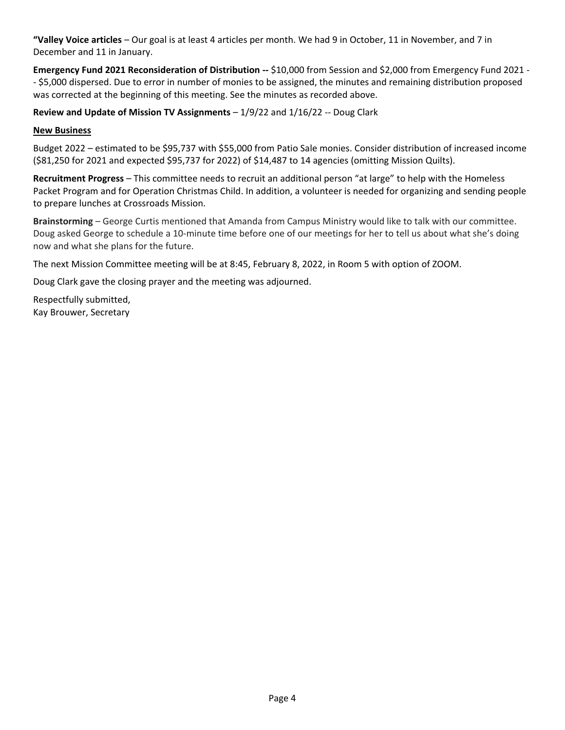**"Valley Voice articles** – Our goal is at least 4 articles per month. We had 9 in October, 11 in November, and 7 in December and 11 in January.

**Emergency Fund 2021 Reconsideration of Distribution --** $10,000 from Session and $2,000 from Emergency Fund 2021 -- $5,000 dispersed. Due to error in number of monies to be assigned, the minutes and remaining distribution proposed was corrected at the beginning of this meeting. See the minutes as recorded above.

**Review and Update of Mission TV Assignments** – 1/9/22 and 1/16/22 -- Doug Clark

**New Business**

Budget 2022 – estimated to be $95,737 with $55,000 from Patio Sale monies. Consider distribution of increased income ($81,250 for 2021 and expected $95,737 for 2022) of $14,487 to 14 agencies (omitting Mission Quilts).

**Recruitment Progress** – This committee needs to recruit an additional person "at large" to help with the Homeless Packet Program and for Operation Christmas Child. In addition, a volunteer is needed for organizing and sending people to prepare lunches at Crossroads Mission.

**Brainstorming** – George Curtis mentioned that Amanda from Campus Ministry would like to talk with our committee. Doug asked George to schedule a 10-minute time before one of our meetings for her to tell us about what she's doing now and what she plans for the future.

The next Mission Committee meeting will be at 8:45, February 8, 2022, in Room 5 with option of ZOOM.

Doug Clark gave the closing prayer and the meeting was adjourned.

Respectfully submitted,
Kay Brouwer, Secretary